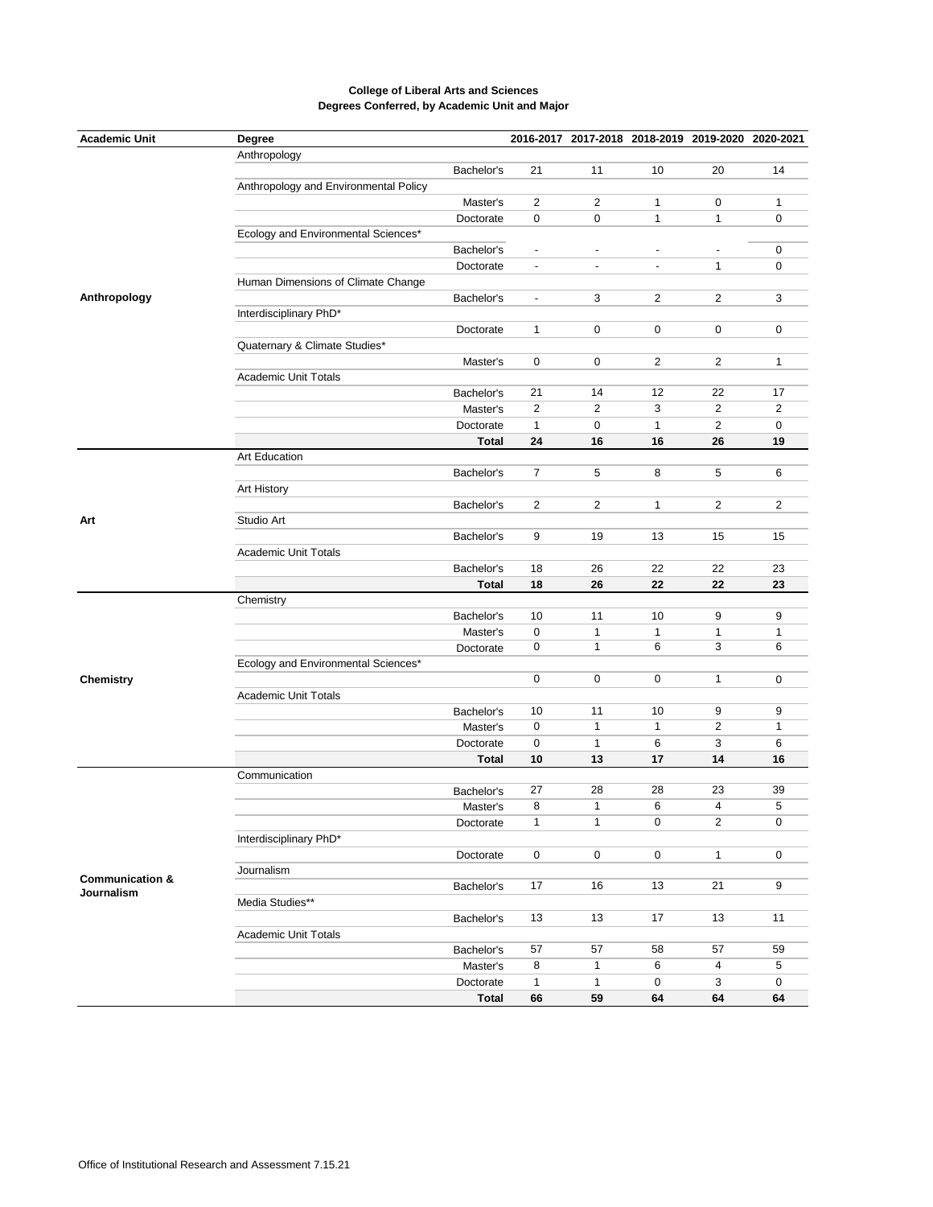**College of Liberal Arts and Sciences**
**Degrees Conferred, by Academic Unit and Major**

| Academic Unit | Degree | | 2016-2017 | 2017-2018 | 2018-2019 | 2019-2020 | 2020-2021 |
|---|---|---|---|---|---|---|---|
| **Anthropology** | Anthropology | | | | | | |
| | | Bachelor's | 21 | 11 | 10 | 20 | 14 |
| | Anthropology and Environmental Policy | | | | | | |
| | | Master's | 2 | 2 | 1 | 0 | 1 |
| | | Doctorate | 0 | 0 | 1 | 1 | 0 |
| | Ecology and Environmental Sciences* | | | | | | |
| | | Bachelor's | - | - | - | - | 0 |
| | | Doctorate | - | - | - | 1 | 0 |
| | Human Dimensions of Climate Change | | | | | | |
| | | Bachelor's | - | 3 | 2 | 2 | 3 |
| | Interdisciplinary PhD* | | | | | | |
| | | Doctorate | 1 | 0 | 0 | 0 | 0 |
| | Quaternary & Climate Studies* | | | | | | |
| | | Master's | 0 | 0 | 2 | 2 | 1 |
| | Academic Unit Totals | | | | | | |
| | | Bachelor's | 21 | 14 | 12 | 22 | 17 |
| | | Master's | 2 | 2 | 3 | 2 | 2 |
| | | Doctorate | 1 | 0 | 1 | 2 | 0 |
| | | **Total** | **24** | **16** | **16** | **26** | **19** |
| **Art** | Art Education | | | | | | |
| | | Bachelor's | 7 | 5 | 8 | 5 | 6 |
| | Art History | | | | | | |
| | | Bachelor's | 2 | 2 | 1 | 2 | 2 |
| | Studio Art | | | | | | |
| | | Bachelor's | 9 | 19 | 13 | 15 | 15 |
| | Academic Unit Totals | | | | | | |
| | | Bachelor's | 18 | 26 | 22 | 22 | 23 |
| | | **Total** | **18** | **26** | **22** | **22** | **23** |
| **Chemistry** | Chemistry | | | | | | |
| | | Bachelor's | 10 | 11 | 10 | 9 | 9 |
| | | Master's | 0 | 1 | 1 | 1 | 1 |
| | | Doctorate | 0 | 1 | 6 | 3 | 6 |
| | Ecology and Environmental Sciences* | | | | | | |
| | | | 0 | 0 | 0 | 1 | 0 |
| | Academic Unit Totals | | | | | | |
| | | Bachelor's | 10 | 11 | 10 | 9 | 9 |
| | | Master's | 0 | 1 | 1 | 2 | 1 |
| | | Doctorate | 0 | 1 | 6 | 3 | 6 |
| | | **Total** | **10** | **13** | **17** | **14** | **16** |
| **Communication & Journalism** | Communication | | | | | | |
| | | Bachelor's | 27 | 28 | 28 | 23 | 39 |
| | | Master's | 8 | 1 | 6 | 4 | 5 |
| | | Doctorate | 1 | 1 | 0 | 2 | 0 |
| | Interdisciplinary PhD* | | | | | | |
| | | Doctorate | 0 | 0 | 0 | 1 | 0 |
| | Journalism | | | | | | |
| | | Bachelor's | 17 | 16 | 13 | 21 | 9 |
| | Media Studies** | | | | | | |
| | | Bachelor's | 13 | 13 | 17 | 13 | 11 |
| | Academic Unit Totals | | | | | | |
| | | Bachelor's | 57 | 57 | 58 | 57 | 59 |
| | | Master's | 8 | 1 | 6 | 4 | 5 |
| | | Doctorate | 1 | 1 | 0 | 3 | 0 |
| | | **Total** | **66** | **59** | **64** | **64** | **64** |

Office of Institutional Research and Assessment 7.15.21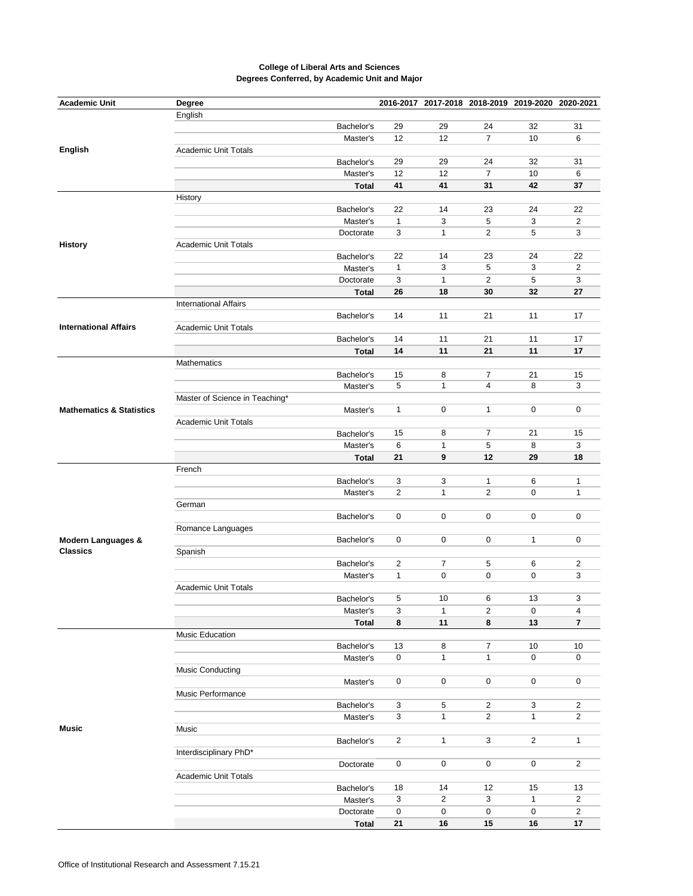**College of Liberal Arts and Sciences**
**Degrees Conferred, by Academic Unit and Major**

| Academic Unit | Degree | | 2016-2017 | 2017-2018 | 2018-2019 | 2019-2020 | 2020-2021 |
|---|---|---|---|---|---|---|---|
| **English** | English | | | | | | |
| | | Bachelor's | 29 | 29 | 24 | 32 | 31 |
| | | Master's | 12 | 12 | 7 | 10 | 6 |
| | Academic Unit Totals | | | | | | |
| | | Bachelor's | 29 | 29 | 24 | 32 | 31 |
| | | Master's | 12 | 12 | 7 | 10 | 6 |
| | | **Total** | **41** | **41** | **31** | **42** | **37** |
| **History** | History | | | | | | |
| | | Bachelor's | 22 | 14 | 23 | 24 | 22 |
| | | Master's | 1 | 3 | 5 | 3 | 2 |
| | | Doctorate | 3 | 1 | 2 | 5 | 3 |
| | Academic Unit Totals | | | | | | |
| | | Bachelor's | 22 | 14 | 23 | 24 | 22 |
| | | Master's | 1 | 3 | 5 | 3 | 2 |
| | | Doctorate | 3 | 1 | 2 | 5 | 3 |
| | | **Total** | **26** | **18** | **30** | **32** | **27** |
| **International Affairs** | International Affairs | | | | | | |
| | | Bachelor's | 14 | 11 | 21 | 11 | 17 |
| | Academic Unit Totals | | | | | | |
| | | Bachelor's | 14 | 11 | 21 | 11 | 17 |
| | | **Total** | **14** | **11** | **21** | **11** | **17** |
| **Mathematics & Statistics** | Mathematics | | | | | | |
| | | Bachelor's | 15 | 8 | 7 | 21 | 15 |
| | | Master's | 5 | 1 | 4 | 8 | 3 |
| | Master of Science in Teaching* | | | | | | |
| | | Master's | 1 | 0 | 1 | 0 | 0 |
| | Academic Unit Totals | | | | | | |
| | | Bachelor's | 15 | 8 | 7 | 21 | 15 |
| | | Master's | 6 | 1 | 5 | 8 | 3 |
| | | **Total** | **21** | **9** | **12** | **29** | **18** |
| **Modern Languages & Classics** | French | | | | | | |
| | | Bachelor's | 3 | 3 | 1 | 6 | 1 |
| | | Master's | 2 | 1 | 2 | 0 | 1 |
| | German | | | | | | |
| | | Bachelor's | 0 | 0 | 0 | 0 | 0 |
| | Romance Languages | | | | | | |
| | | Bachelor's | 0 | 0 | 0 | 1 | 0 |
| | Spanish | | | | | | |
| | | Bachelor's | 2 | 7 | 5 | 6 | 2 |
| | | Master's | 1 | 0 | 0 | 0 | 3 |
| | Academic Unit Totals | | | | | | |
| | | Bachelor's | 5 | 10 | 6 | 13 | 3 |
| | | Master's | 3 | 1 | 2 | 0 | 4 |
| | | **Total** | **8** | **11** | **8** | **13** | **7** |
| **Music** | Music Education | | | | | | |
| | | Bachelor's | 13 | 8 | 7 | 10 | 10 |
| | | Master's | 0 | 1 | 1 | 0 | 0 |
| | Music Conducting | | | | | | |
| | | Master's | 0 | 0 | 0 | 0 | 0 |
| | Music Performance | | | | | | |
| | | Bachelor's | 3 | 5 | 2 | 3 | 2 |
| | | Master's | 3 | 1 | 2 | 1 | 2 |
| | Music | | | | | | |
| | | Bachelor's | 2 | 1 | 3 | 2 | 1 |
| | Interdisciplinary PhD* | | | | | | |
| | | Doctorate | 0 | 0 | 0 | 0 | 2 |
| | Academic Unit Totals | | | | | | |
| | | Bachelor's | 18 | 14 | 12 | 15 | 13 |
| | | Master's | 3 | 2 | 3 | 1 | 2 |
| | | Doctorate | 0 | 0 | 0 | 0 | 2 |
| | | **Total** | **21** | **16** | **15** | **16** | **17** |

Office of Institutional Research and Assessment 7.15.21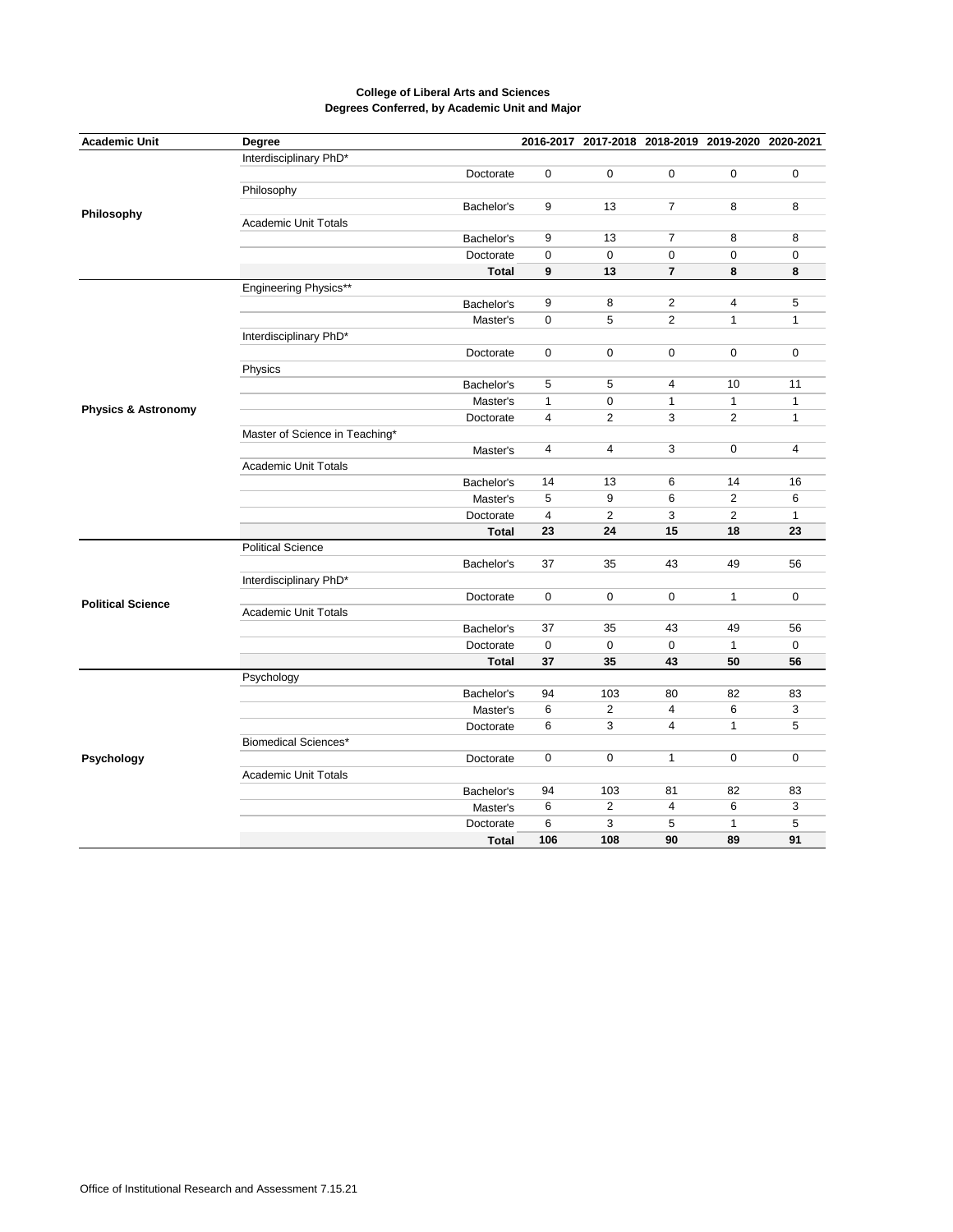**College of Liberal Arts and Sciences**
**Degrees Conferred, by Academic Unit and Major**

| Academic Unit | Degree | | 2016-2017 | 2017-2018 | 2018-2019 | 2019-2020 | 2020-2021 |
|---|---|---|---|---|---|---|---|
| Philosophy | Interdisciplinary PhD* | | | | | | |
| | | Doctorate | 0 | 0 | 0 | 0 | 0 |
| | Philosophy | | | | | | |
| | | Bachelor's | 9 | 13 | 7 | 8 | 8 |
| | Academic Unit Totals | | | | | | |
| | | Bachelor's | 9 | 13 | 7 | 8 | 8 |
| | | Doctorate | 0 | 0 | 0 | 0 | 0 |
| | | **Total** | **9** | **13** | **7** | **8** | **8** |
| Physics & Astronomy | Engineering Physics** | | | | | | |
| | | Bachelor's | 9 | 8 | 2 | 4 | 5 |
| | | Master's | 0 | 5 | 2 | 1 | 1 |
| | Interdisciplinary PhD* | | | | | | |
| | | Doctorate | 0 | 0 | 0 | 0 | 0 |
| | Physics | | | | | | |
| | | Bachelor's | 5 | 5 | 4 | 10 | 11 |
| | | Master's | 1 | 0 | 1 | 1 | 1 |
| | | Doctorate | 4 | 2 | 3 | 2 | 1 |
| | Master of Science in Teaching* | | | | | | |
| | | Master's | 4 | 4 | 3 | 0 | 4 |
| | Academic Unit Totals | | | | | | |
| | | Bachelor's | 14 | 13 | 6 | 14 | 16 |
| | | Master's | 5 | 9 | 6 | 2 | 6 |
| | | Doctorate | 4 | 2 | 3 | 2 | 1 |
| | | **Total** | **23** | **24** | **15** | **18** | **23** |
| Political Science | Political Science | | | | | | |
| | | Bachelor's | 37 | 35 | 43 | 49 | 56 |
| | Interdisciplinary PhD* | | | | | | |
| | | Doctorate | 0 | 0 | 0 | 1 | 0 |
| | Academic Unit Totals | | | | | | |
| | | Bachelor's | 37 | 35 | 43 | 49 | 56 |
| | | Doctorate | 0 | 0 | 0 | 1 | 0 |
| | | **Total** | **37** | **35** | **43** | **50** | **56** |
| Psychology | Psychology | | | | | | |
| | | Bachelor's | 94 | 103 | 80 | 82 | 83 |
| | | Master's | 6 | 2 | 4 | 6 | 3 |
| | | Doctorate | 6 | 3 | 4 | 1 | 5 |
| | Biomedical Sciences* | | | | | | |
| | | Doctorate | 0 | 0 | 1 | 0 | 0 |
| | Academic Unit Totals | | | | | | |
| | | Bachelor's | 94 | 103 | 81 | 82 | 83 |
| | | Master's | 6 | 2 | 4 | 6 | 3 |
| | | Doctorate | 6 | 3 | 5 | 1 | 5 |
| | | **Total** | **106** | **108** | **90** | **89** | **91** |

Office of Institutional Research and Assessment 7.15.21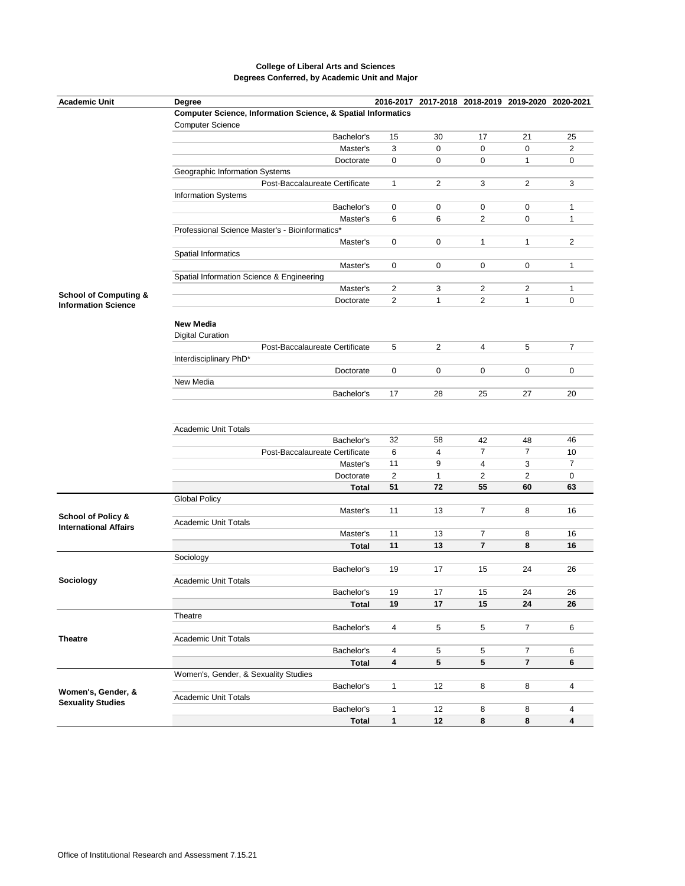**College of Liberal Arts and Sciences**
**Degrees Conferred, by Academic Unit and Major**

| Academic Unit | Degree | 2016-2017 | 2017-2018 | 2018-2019 | 2019-2020 | 2020-2021 |
|---|---|---|---|---|---|---|
| School of Computing & Information Science | **Computer Science, Information Science, & Spatial Informatics** | | | | | |
| | Computer Science | | | | | |
| | Bachelor's | 15 | 30 | 17 | 21 | 25 |
| | Master's | 3 | 0 | 0 | 0 | 2 |
| | Doctorate | 0 | 0 | 0 | 1 | 0 |
| | Geographic Information Systems | | | | | |
| | Post-Baccalaureate Certificate | 1 | 2 | 3 | 2 | 3 |
| | Information Systems | | | | | |
| | Bachelor's | 0 | 0 | 0 | 0 | 1 |
| | Master's | 6 | 6 | 2 | 0 | 1 |
| | Professional Science Master's - Bioinformatics* | | | | | |
| | Master's | 0 | 0 | 1 | 1 | 2 |
| | Spatial Informatics | | | | | |
| | Master's | 0 | 0 | 0 | 0 | 1 |
| | Spatial Information Science & Engineering | | | | | |
| | Master's | 2 | 3 | 2 | 2 | 1 |
| | Doctorate | 2 | 1 | 2 | 1 | 0 |
| | **New Media** | | | | | |
| | Digital Curation | | | | | |
| | Post-Baccalaureate Certificate | 5 | 2 | 4 | 5 | 7 |
| | Interdisciplinary PhD* | | | | | |
| | Doctorate | 0 | 0 | 0 | 0 | 0 |
| | New Media | | | | | |
| | Bachelor's | 17 | 28 | 25 | 27 | 20 |
| | Academic Unit Totals | | | | | |
| | Bachelor's | 32 | 58 | 42 | 48 | 46 |
| | Post-Baccalaureate Certificate | 6 | 4 | 7 | 7 | 10 |
| | Master's | 11 | 9 | 4 | 3 | 7 |
| | Doctorate | 2 | 1 | 2 | 2 | 0 |
| | **Total** | **51** | **72** | **55** | **60** | **63** |
| School of Policy & International Affairs | Global Policy | | | | | |
| | Master's | 11 | 13 | 7 | 8 | 16 |
| | Academic Unit Totals | | | | | |
| | Master's | 11 | 13 | 7 | 8 | 16 |
| | **Total** | **11** | **13** | **7** | **8** | **16** |
| Sociology | Sociology | | | | | |
| | Bachelor's | 19 | 17 | 15 | 24 | 26 |
| | Academic Unit Totals | | | | | |
| | Bachelor's | 19 | 17 | 15 | 24 | 26 |
| | **Total** | **19** | **17** | **15** | **24** | **26** |
| Theatre | Theatre | | | | | |
| | Bachelor's | 4 | 5 | 5 | 7 | 6 |
| | Academic Unit Totals | | | | | |
| | Bachelor's | 4 | 5 | 5 | 7 | 6 |
| | **Total** | **4** | **5** | **5** | **7** | **6** |
| Women's, Gender, & Sexuality Studies | Women's, Gender, & Sexuality Studies | | | | | |
| | Bachelor's | 1 | 12 | 8 | 8 | 4 |
| | Academic Unit Totals | | | | | |
| | Bachelor's | 1 | 12 | 8 | 8 | 4 |
| | **Total** | **1** | **12** | **8** | **8** | **4** |

Office of Institutional Research and Assessment 7.15.21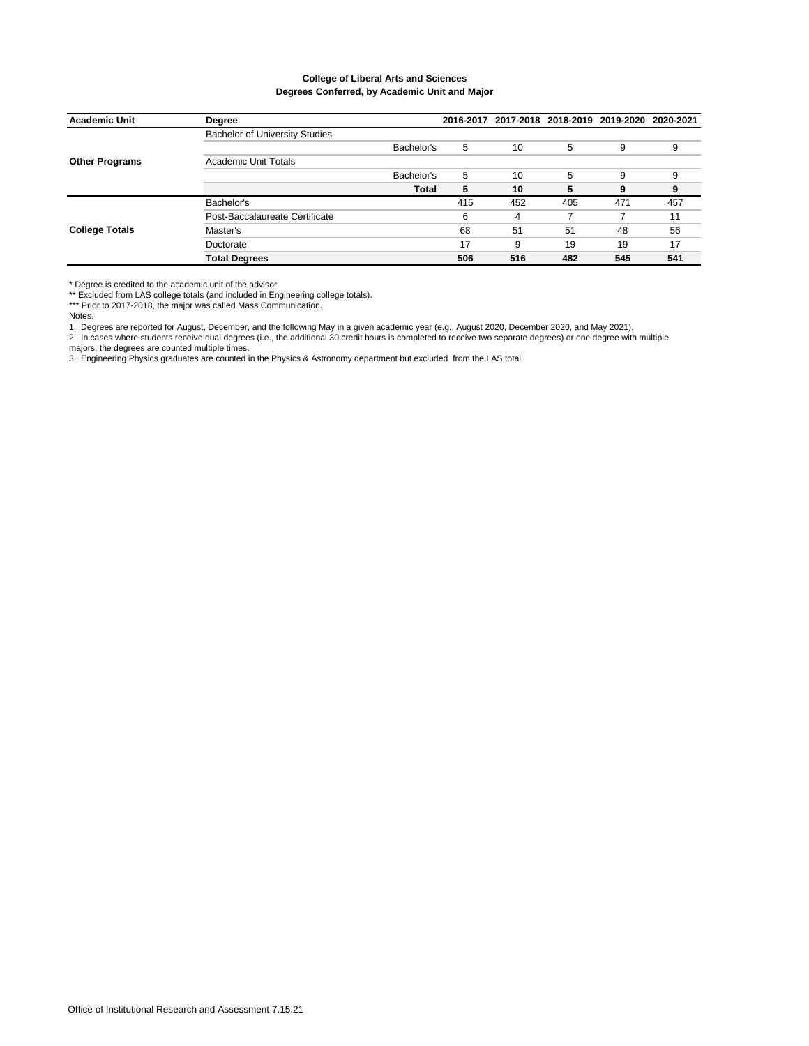**College of Liberal Arts and Sciences**
**Degrees Conferred, by Academic Unit and Major**

| Academic Unit | Degree | | 2016-2017 | 2017-2018 | 2018-2019 | 2019-2020 | 2020-2021 |
|---|---|---|---|---|---|---|---|
| Other Programs | Bachelor of University Studies | | | | | | |
| | | Bachelor's | 5 | 10 | 5 | 9 | 9 |
| | Academic Unit Totals | | | | | | |
| | | Bachelor's | 5 | 10 | 5 | 9 | 9 |
| | | **Total** | **5** | **10** | **5** | **9** | **9** |
| College Totals | Bachelor's | | 415 | 452 | 405 | 471 | 457 |
| | Post-Baccalaureate Certificate | | 6 | 4 | 7 | 7 | 11 |
| | Master's | | 68 | 51 | 51 | 48 | 56 |
| | Doctorate | | 17 | 9 | 19 | 19 | 17 |
| | **Total Degrees** | | **506** | **516** | **482** | **545** | **541** |

\* Degree is credited to the academic unit of the advisor.
** Excluded from LAS college totals (and included in Engineering college totals).
*** Prior to 2017-2018, the major was called Mass Communication.
Notes.
1. Degrees are reported for August, December, and the following May in a given academic year (e.g., August 2020, December 2020, and May 2021).
2. In cases where students receive dual degrees (i.e., the additional 30 credit hours is completed to receive two separate degrees) or one degree with multiple majors, the degrees are counted multiple times.
3. Engineering Physics graduates are counted in the Physics & Astronomy department but excluded from the LAS total.

Office of Institutional Research and Assessment 7.15.21